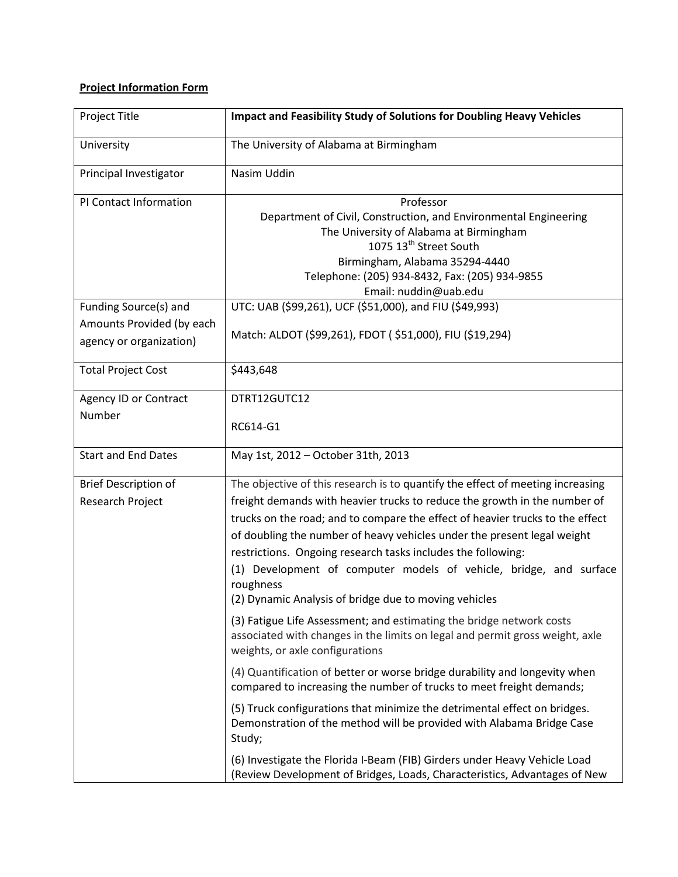**Project Information Form**

| Project Title | **Impact and Feasibility Study of Solutions for Doubling Heavy Vehicles** |
|---|---|
| University | The University of Alabama at Birmingham |
| Principal Investigator | Nasim Uddin |
| PI Contact Information | Professor<br>Department of Civil, Construction, and Environmental Engineering<br>The University of Alabama at Birmingham<br>1075 13th Street South<br>Birmingham, Alabama 35294-4440<br>Telephone: (205) 934-8432, Fax: (205) 934-9855<br>Email: nuddin@uab.edu |
| Funding Source(s) and Amounts Provided (by each agency or organization) | UTC: UAB ($99,261), UCF ($51,000), and FIU ($49,993)<br><br>Match: ALDOT ($99,261), FDOT ( $51,000), FIU ($19,294) |
| Total Project Cost | $443,648 |
| Agency ID or Contract Number | DTRT12GUTC12<br><br>RC614-G1 |
| Start and End Dates | May 1st, 2012 – October 31th, 2013 |
| Brief Description of Research Project | The objective of this research is to quantify the effect of meeting increasing freight demands with heavier trucks to reduce the growth in the number of trucks on the road; and to compare the effect of heavier trucks to the effect of doubling the number of heavy vehicles under the present legal weight restrictions. Ongoing research tasks includes the following:<br>(1) Development of computer models of vehicle, bridge, and surface roughness<br>(2) Dynamic Analysis of bridge due to moving vehicles<br><br>(3) Fatigue Life Assessment; and estimating the bridge network costs associated with changes in the limits on legal and permit gross weight, axle weights, or axle configurations<br><br>(4) Quantification of better or worse bridge durability and longevity when compared to increasing the number of trucks to meet freight demands;<br><br>(5) Truck configurations that minimize the detrimental effect on bridges. Demonstration of the method will be provided with Alabama Bridge Case Study;<br><br>(6) Investigate the Florida I-Beam (FIB) Girders under Heavy Vehicle Load (Review Development of Bridges, Loads, Characteristics, Advantages of New |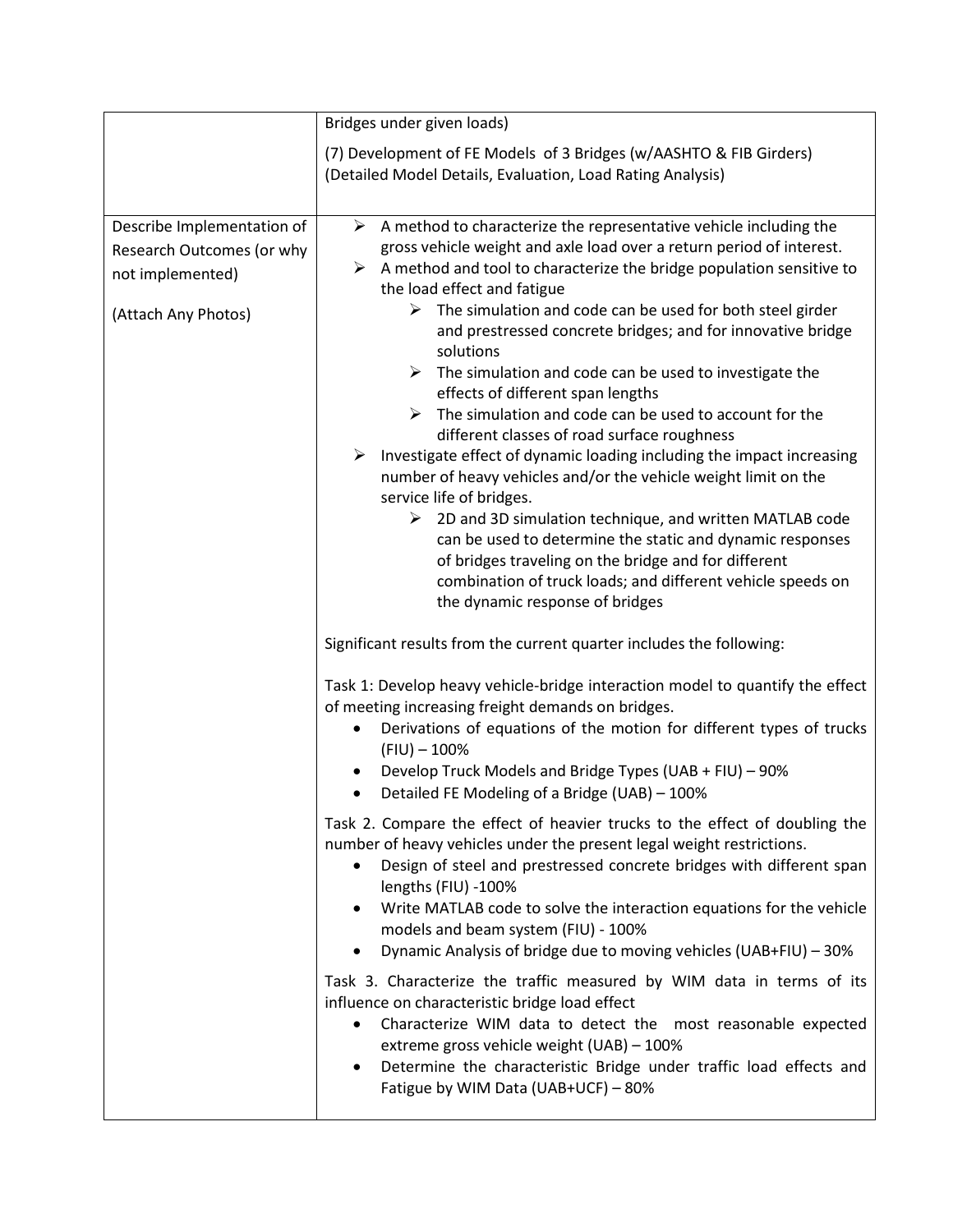| | |
|---|---|
| | Bridges under given loads)<br><br>(7) Development of FE Models of 3 Bridges (w/AASHTO & FIB Girders) (Detailed Model Details, Evaluation, Load Rating Analysis) |
| Describe Implementation of Research Outcomes (or why not implemented)<br><br>(Attach Any Photos) | ➢ A method to characterize the representative vehicle including the gross vehicle weight and axle load over a return period of interest.<br>➢ A method and tool to characterize the bridge population sensitive to the load effect and fatigue<br>&nbsp;&nbsp;&nbsp;&nbsp;➢ The simulation and code can be used for both steel girder and prestressed concrete bridges; and for innovative bridge solutions<br>&nbsp;&nbsp;&nbsp;&nbsp;➢ The simulation and code can be used to investigate the effects of different span lengths<br>&nbsp;&nbsp;&nbsp;&nbsp;➢ The simulation and code can be used to account for the different classes of road surface roughness<br>➢ Investigate effect of dynamic loading including the impact increasing number of heavy vehicles and/or the vehicle weight limit on the service life of bridges.<br>&nbsp;&nbsp;&nbsp;&nbsp;➢ 2D and 3D simulation technique, and written MATLAB code can be used to determine the static and dynamic responses of bridges traveling on the bridge and for different combination of truck loads; and different vehicle speeds on the dynamic response of bridges<br><br>Significant results from the current quarter includes the following:<br><br>Task 1: Develop heavy vehicle-bridge interaction model to quantify the effect of meeting increasing freight demands on bridges.<br>• Derivations of equations of the motion for different types of trucks (FIU) – 100%<br>• Develop Truck Models and Bridge Types (UAB + FIU) – 90%<br>• Detailed FE Modeling of a Bridge (UAB) – 100%<br><br>Task 2. Compare the effect of heavier trucks to the effect of doubling the number of heavy vehicles under the present legal weight restrictions.<br>• Design of steel and prestressed concrete bridges with different span lengths (FIU) -100%<br>• Write MATLAB code to solve the interaction equations for the vehicle models and beam system (FIU) - 100%<br>• Dynamic Analysis of bridge due to moving vehicles (UAB+FIU) – 30%<br><br>Task 3. Characterize the traffic measured by WIM data in terms of its influence on characteristic bridge load effect<br>• Characterize WIM data to detect the most reasonable expected extreme gross vehicle weight (UAB) – 100%<br>• Determine the characteristic Bridge under traffic load effects and Fatigue by WIM Data (UAB+UCF) – 80% |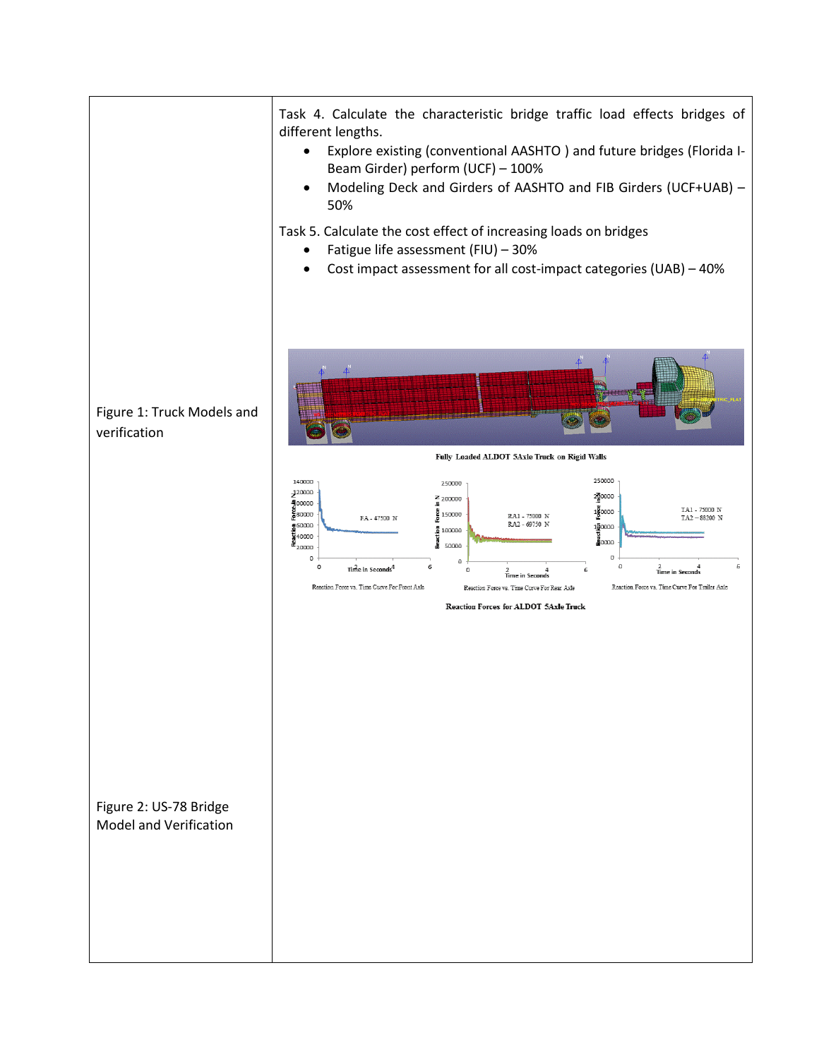| | |
|---|---|
| | Task 4. Calculate the characteristic bridge traffic load effects bridges of different lengths.<br>• Explore existing (conventional AASHTO ) and future bridges (Florida I-Beam Girder) perform (UCF) – 100%<br>• Modeling Deck and Girders of AASHTO and FIB Girders (UCF+UAB) – 50%<br><br>Task 5. Calculate the cost effect of increasing loads on bridges<br>• Fatigue life assessment (FIU) – 30%<br>• Cost impact assessment for all cost-impact categories (UAB) – 40% |
| Figure 1: Truck Models and verification | Fully Loaded ALDOT 5Axle Truck on Rigid Walls<br><br>Reaction Force vs. Time Curve For Front Axle (FA - 47500 N)<br>Reaction Force vs. Time Curve For Rear Axle (RA1 - 75000 N, RA2 - 69750 N)<br>Reaction Force vs. Time Curve For Trailer Axle (TA1 - 75000 N, TA2 – 88200 N)<br><br>Reaction Forces for ALDOT 5Axle Truck |
| Figure 2: US-78 Bridge Model and Verification | |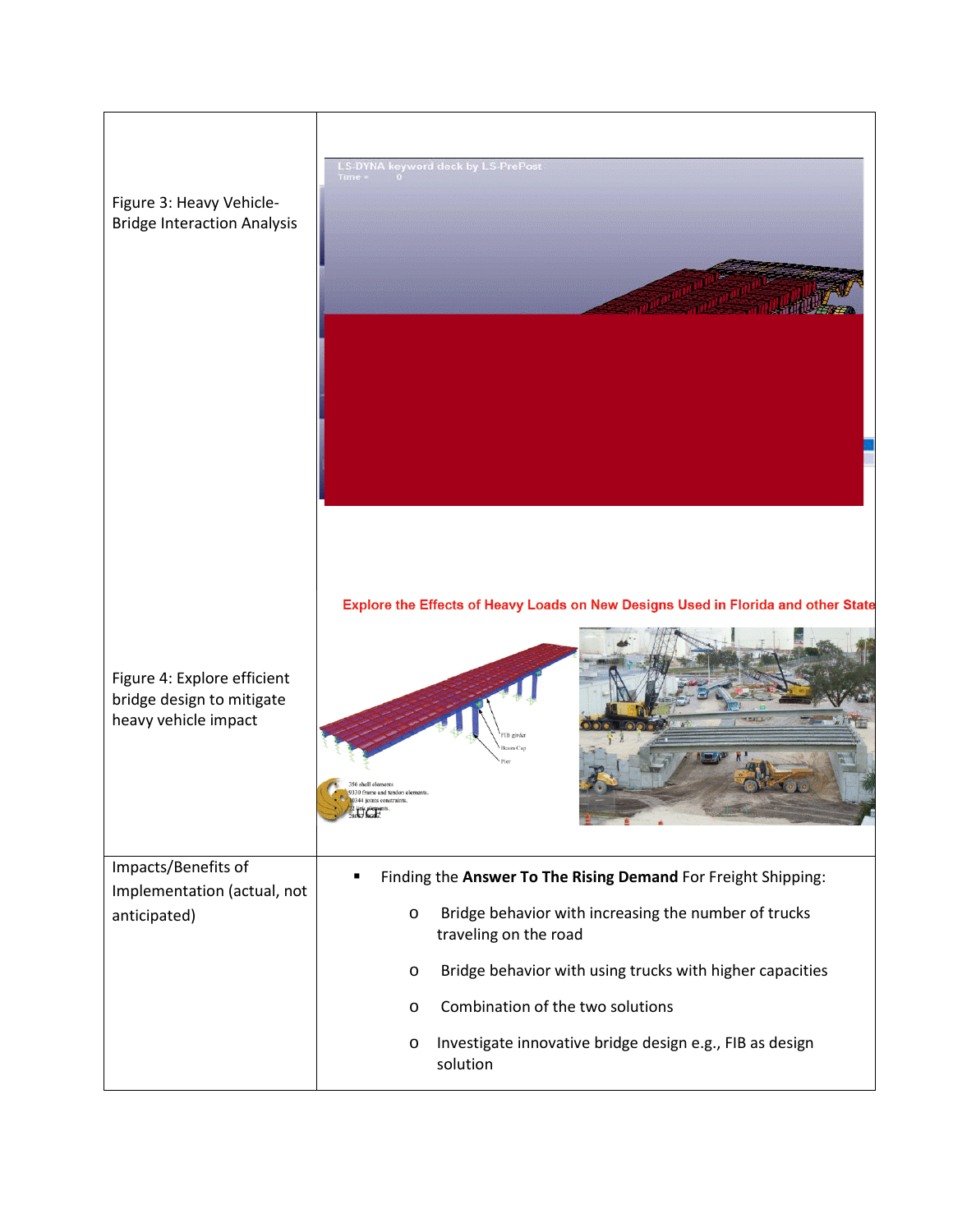| | |
|---|---|
| Figure 3: Heavy Vehicle-Bridge Interaction Analysis | |
| Figure 4: Explore efficient bridge design to mitigate heavy vehicle impact | Explore the Effects of Heavy Loads on New Designs Used in Florida and other State |
| Impacts/Benefits of Implementation (actual, not anticipated) | ▪ Finding the **Answer To The Rising Demand** For Freight Shipping:<br>o Bridge behavior with increasing the number of trucks traveling on the road<br>o Bridge behavior with using trucks with higher capacities<br>o Combination of the two solutions<br>o Investigate innovative bridge design e.g., FIB as design solution |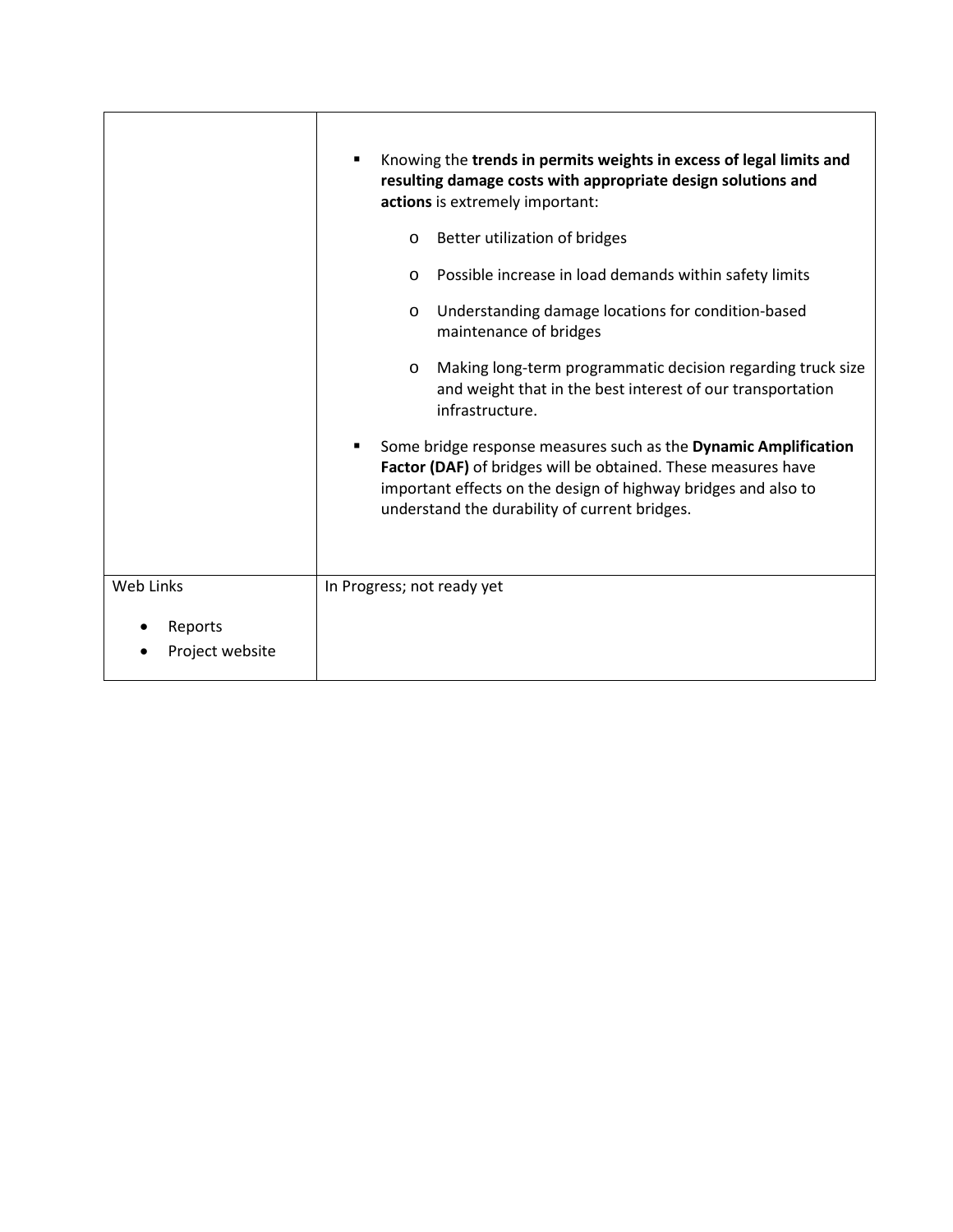| | |
|---|---|
| | ▪ Knowing the **trends in permits weights in excess of legal limits and resulting damage costs with appropriate design solutions and actions** is extremely important:<br>o Better utilization of bridges<br>o Possible increase in load demands within safety limits<br>o Understanding damage locations for condition-based maintenance of bridges<br>o Making long-term programmatic decision regarding truck size and weight that in the best interest of our transportation infrastructure.<br>▪ Some bridge response measures such as the **Dynamic Amplification Factor (DAF)** of bridges will be obtained. These measures have important effects on the design of highway bridges and also to understand the durability of current bridges. |
| Web Links<br>• Reports<br>• Project website | In Progress; not ready yet |